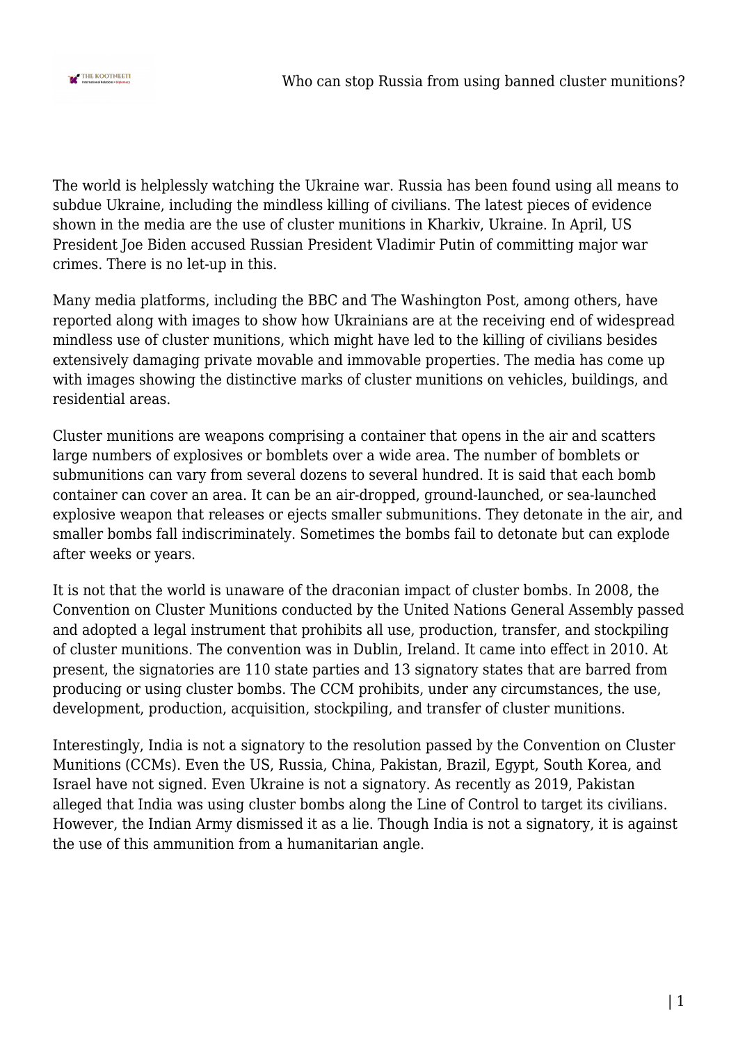The world is helplessly watching the Ukraine war. Russia has been found using all means to subdue Ukraine, including the mindless killing of civilians. The latest pieces of evidence shown in the media are the use of cluster munitions in Kharkiv, Ukraine. In April, US President Joe Biden accused Russian President Vladimir Putin of committing major war crimes. There is no let-up in this.

Many media platforms, including the BBC and The Washington Post, among others, have reported along with images to show how Ukrainians are at the receiving end of widespread mindless use of cluster munitions, which might have led to the killing of civilians besides extensively damaging private movable and immovable properties. The media has come up with images showing the distinctive marks of cluster munitions on vehicles, buildings, and residential areas.

Cluster munitions are weapons comprising a container that opens in the air and scatters large numbers of explosives or bomblets over a wide area. The number of bomblets or submunitions can vary from several dozens to several hundred. It is said that each bomb container can cover an area. It can be an air-dropped, ground-launched, or sea-launched explosive weapon that releases or ejects smaller submunitions. They detonate in the air, and smaller bombs fall indiscriminately. Sometimes the bombs fail to detonate but can explode after weeks or years.

It is not that the world is unaware of the draconian impact of cluster bombs. In 2008, the Convention on Cluster Munitions conducted by the United Nations General Assembly passed and adopted a legal instrument that prohibits all use, production, transfer, and stockpiling of cluster munitions. The convention was in Dublin, Ireland. It came into effect in 2010. At present, the signatories are 110 state parties and 13 signatory states that are barred from producing or using cluster bombs. The CCM prohibits, under any circumstances, the use, development, production, acquisition, stockpiling, and transfer of cluster munitions.

Interestingly, India is not a signatory to the resolution passed by the Convention on Cluster Munitions (CCMs). Even the US, Russia, China, Pakistan, Brazil, Egypt, South Korea, and Israel have not signed. Even Ukraine is not a signatory. As recently as 2019, Pakistan alleged that India was using cluster bombs along the Line of Control to target its civilians. However, the Indian Army dismissed it as a lie. Though India is not a signatory, it is against the use of this ammunition from a humanitarian angle.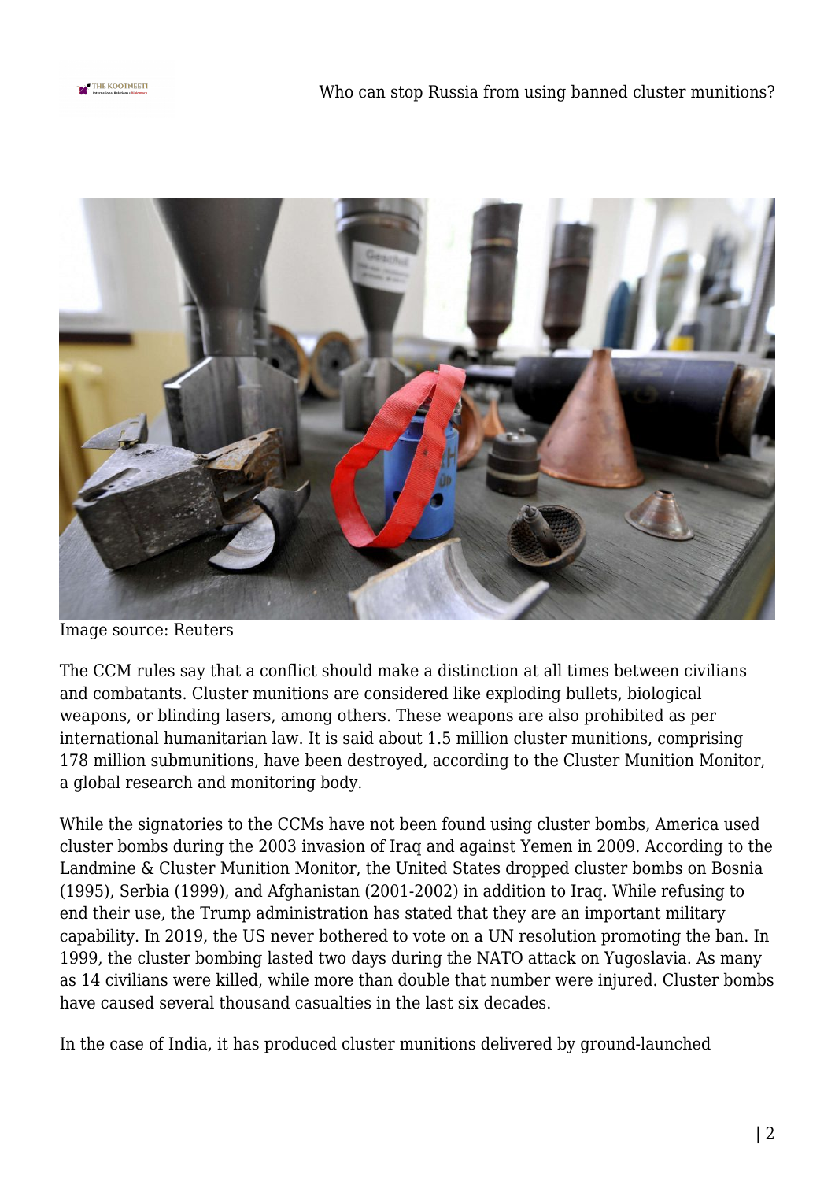Image source: Reuters

The CCM rules say that a conflict should make a distinction at all times between civilians and combatants. Cluster munitions are considered like exploding bullets, biological weapons, or blinding lasers, among others. These weapons are also prohibited as per international humanitarian law. It is said about 1.5 million cluster munitions, comprising 178 million submunitions, have been destroyed, according to the Cluster Munition Monitor, a global research and monitoring body.

While the signatories to the CCMs have not been found using cluster bombs, America used cluster bombs during the 2003 invasion of Iraq and against Yemen in 2009. According to the Landmine & Cluster Munition Monitor, the United States dropped cluster bombs on Bosnia (1995), Serbia (1999), and Afghanistan (2001-2002) in addition to Iraq. While refusing to end their use, the Trump administration has stated that they are an important military capability. In 2019, the US never bothered to vote on a UN resolution promoting the ban. In 1999, the cluster bombing lasted two days during the NATO attack on Yugoslavia. As many as 14 civilians were killed, while more than double that number were injured. Cluster bombs have caused several thousand casualties in the last six decades.

In the case of India, it has produced cluster munitions delivered by ground-launched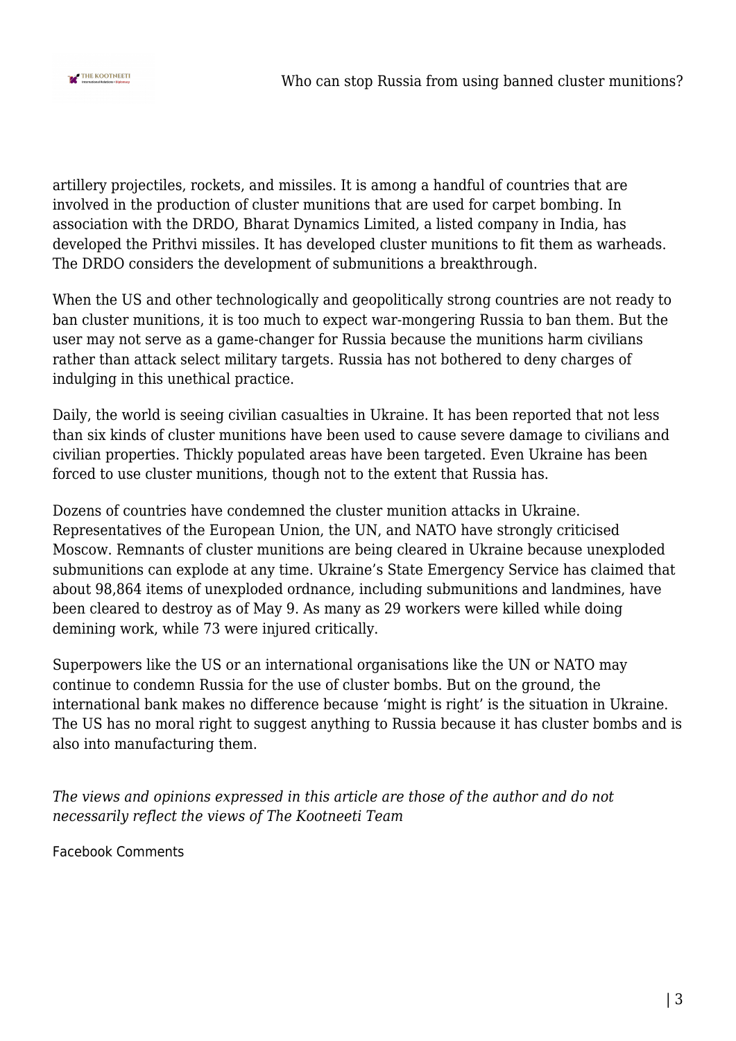artillery projectiles, rockets, and missiles. It is among a handful of countries that are involved in the production of cluster munitions that are used for carpet bombing. In association with the DRDO, Bharat Dynamics Limited, a listed company in India, has developed the Prithvi missiles. It has developed cluster munitions to fit them as warheads. The DRDO considers the development of submunitions a breakthrough.

When the US and other technologically and geopolitically strong countries are not ready to ban cluster munitions, it is too much to expect war-mongering Russia to ban them. But the user may not serve as a game-changer for Russia because the munitions harm civilians rather than attack select military targets. Russia has not bothered to deny charges of indulging in this unethical practice.

Daily, the world is seeing civilian casualties in Ukraine. It has been reported that not less than six kinds of cluster munitions have been used to cause severe damage to civilians and civilian properties. Thickly populated areas have been targeted. Even Ukraine has been forced to use cluster munitions, though not to the extent that Russia has.

Dozens of countries have condemned the cluster munition attacks in Ukraine. Representatives of the European Union, the UN, and NATO have strongly criticised Moscow. Remnants of cluster munitions are being cleared in Ukraine because unexploded submunitions can explode at any time. Ukraine's State Emergency Service has claimed that about 98,864 items of unexploded ordnance, including submunitions and landmines, have been cleared to destroy as of May 9. As many as 29 workers were killed while doing demining work, while 73 were injured critically.

Superpowers like the US or an international organisations like the UN or NATO may continue to condemn Russia for the use of cluster bombs. But on the ground, the international bank makes no difference because 'might is right' is the situation in Ukraine. The US has no moral right to suggest anything to Russia because it has cluster bombs and is also into manufacturing them.

*The views and opinions expressed in this article are those of the author and do not necessarily reflect the views of The Kootneeti Team*

Facebook Comments